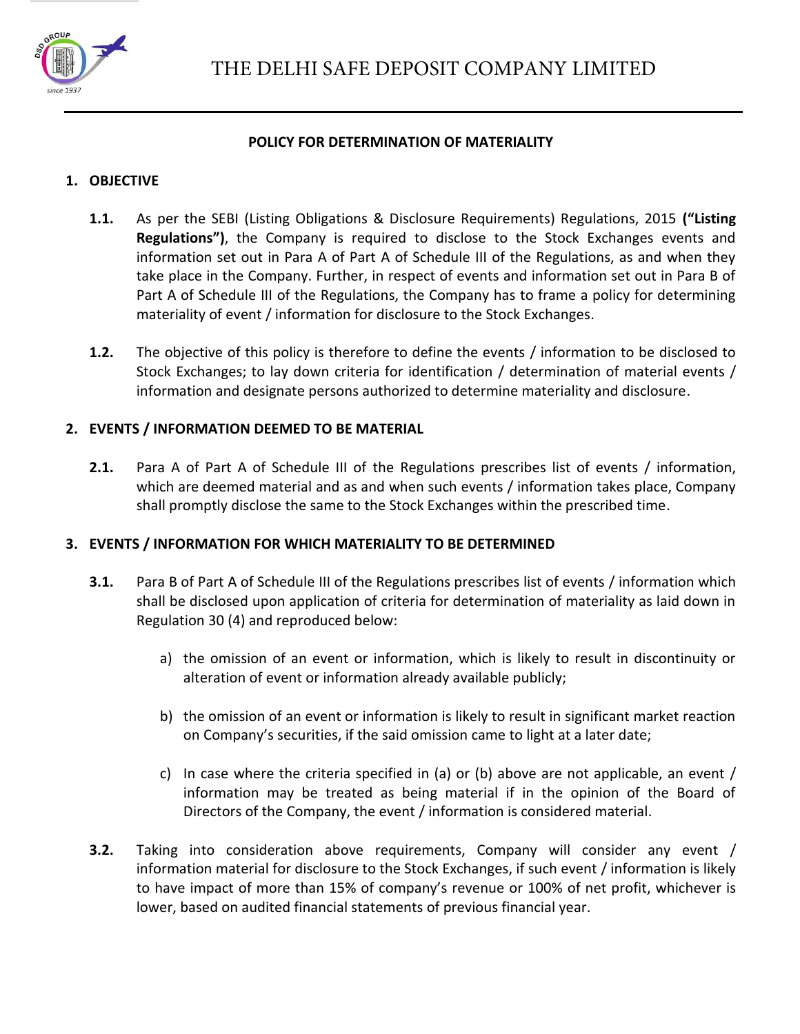# THE DELHI SAFE DEPOSIT COMPANY LIMITED

## POLICY FOR DETERMINATION OF MATERIALITY

### 1. OBJECTIVE

**1.1.** As per the SEBI (Listing Obligations & Disclosure Requirements) Regulations, 2015 **("Listing Regulations")**, the Company is required to disclose to the Stock Exchanges events and information set out in Para A of Part A of Schedule III of the Regulations, as and when they take place in the Company. Further, in respect of events and information set out in Para B of Part A of Schedule III of the Regulations, the Company has to frame a policy for determining materiality of event / information for disclosure to the Stock Exchanges.

**1.2.** The objective of this policy is therefore to define the events / information to be disclosed to Stock Exchanges; to lay down criteria for identification / determination of material events / information and designate persons authorized to determine materiality and disclosure.

### 2. EVENTS / INFORMATION DEEMED TO BE MATERIAL

**2.1.** Para A of Part A of Schedule III of the Regulations prescribes list of events / information, which are deemed material and as and when such events / information takes place, Company shall promptly disclose the same to the Stock Exchanges within the prescribed time.

### 3. EVENTS / INFORMATION FOR WHICH MATERIALITY TO BE DETERMINED

**3.1.** Para B of Part A of Schedule III of the Regulations prescribes list of events / information which shall be disclosed upon application of criteria for determination of materiality as laid down in Regulation 30 (4) and reproduced below:

a) the omission of an event or information, which is likely to result in discontinuity or alteration of event or information already available publicly;

b) the omission of an event or information is likely to result in significant market reaction on Company's securities, if the said omission came to light at a later date;

c) In case where the criteria specified in (a) or (b) above are not applicable, an event / information may be treated as being material if in the opinion of the Board of Directors of the Company, the event / information is considered material.

**3.2.** Taking into consideration above requirements, Company will consider any event / information material for disclosure to the Stock Exchanges, if such event / information is likely to have impact of more than 15% of company's revenue or 100% of net profit, whichever is lower, based on audited financial statements of previous financial year.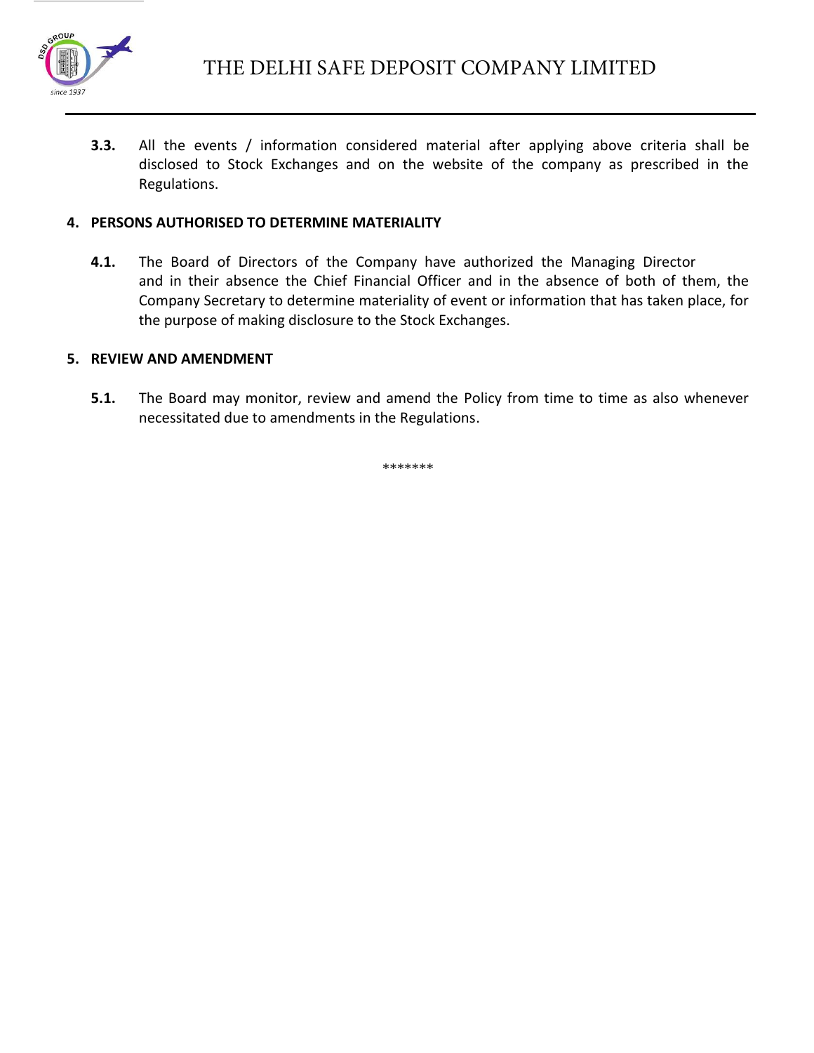**3.3.** All the events / information considered material after applying above criteria shall be disclosed to Stock Exchanges and on the website of the company as prescribed in the Regulations.

## 4. PERSONS AUTHORISED TO DETERMINE MATERIALITY

**4.1.** The Board of Directors of the Company have authorized the Managing Director and in their absence the Chief Financial Officer and in the absence of both of them, the Company Secretary to determine materiality of event or information that has taken place, for the purpose of making disclosure to the Stock Exchanges.

## 5. REVIEW AND AMENDMENT

**5.1.** The Board may monitor, review and amend the Policy from time to time as also whenever necessitated due to amendments in the Regulations.

*******